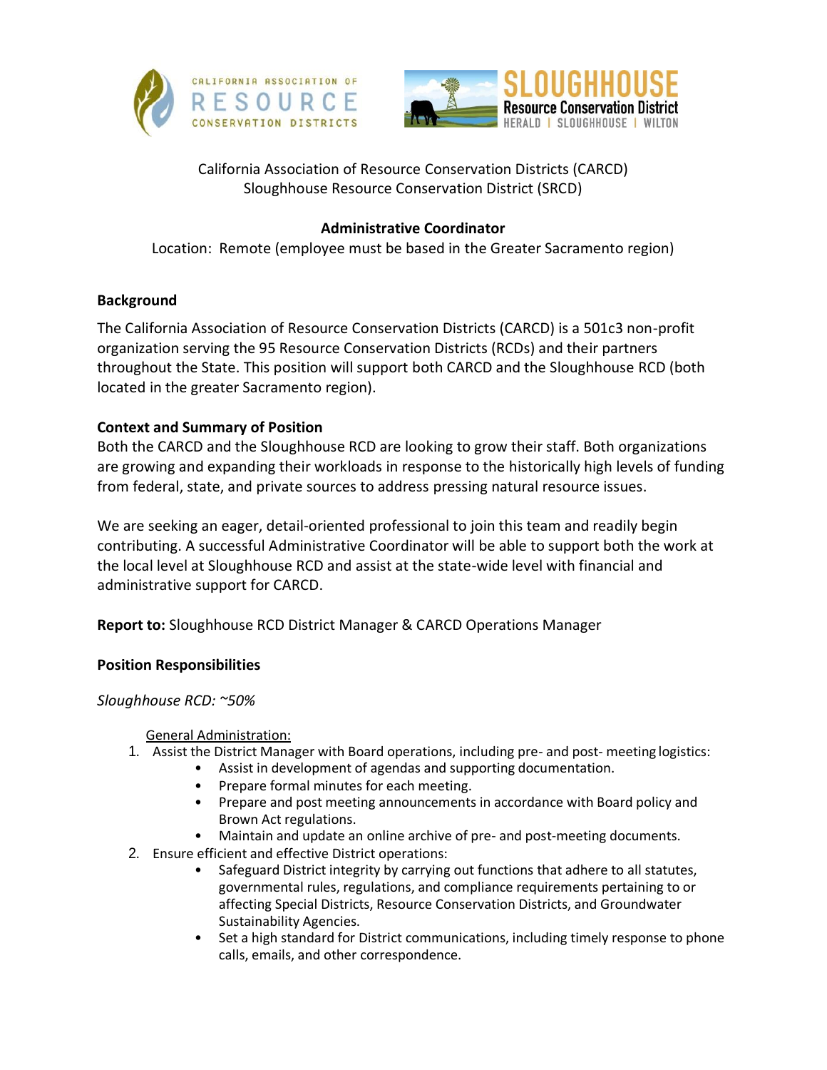California Association of Resource Conservation Districts (CARCD)
Sloughhouse Resource Conservation District (SRCD)

**Administrative Coordinator**

Location: Remote (employee must be based in the Greater Sacramento region)

## Background

The California Association of Resource Conservation Districts (CARCD) is a 501c3 non-profit organization serving the 95 Resource Conservation Districts (RCDs) and their partners throughout the State. This position will support both CARCD and the Sloughhouse RCD (both located in the greater Sacramento region).

## Context and Summary of Position

Both the CARCD and the Sloughhouse RCD are looking to grow their staff. Both organizations are growing and expanding their workloads in response to the historically high levels of funding from federal, state, and private sources to address pressing natural resource issues.

We are seeking an eager, detail-oriented professional to join this team and readily begin contributing. A successful Administrative Coordinator will be able to support both the work at the local level at Sloughhouse RCD and assist at the state-wide level with financial and administrative support for CARCD.

**Report to:** Sloughhouse RCD District Manager & CARCD Operations Manager

## Position Responsibilities

*Sloughhouse RCD: ~50%*

General Administration:

1. Assist the District Manager with Board operations, including pre- and post- meeting logistics:
   - Assist in development of agendas and supporting documentation.
   - Prepare formal minutes for each meeting.
   - Prepare and post meeting announcements in accordance with Board policy and Brown Act regulations.
   - Maintain and update an online archive of pre- and post-meeting documents.
2. Ensure efficient and effective District operations:
   - Safeguard District integrity by carrying out functions that adhere to all statutes, governmental rules, regulations, and compliance requirements pertaining to or affecting Special Districts, Resource Conservation Districts, and Groundwater Sustainability Agencies.
   - Set a high standard for District communications, including timely response to phone calls, emails, and other correspondence.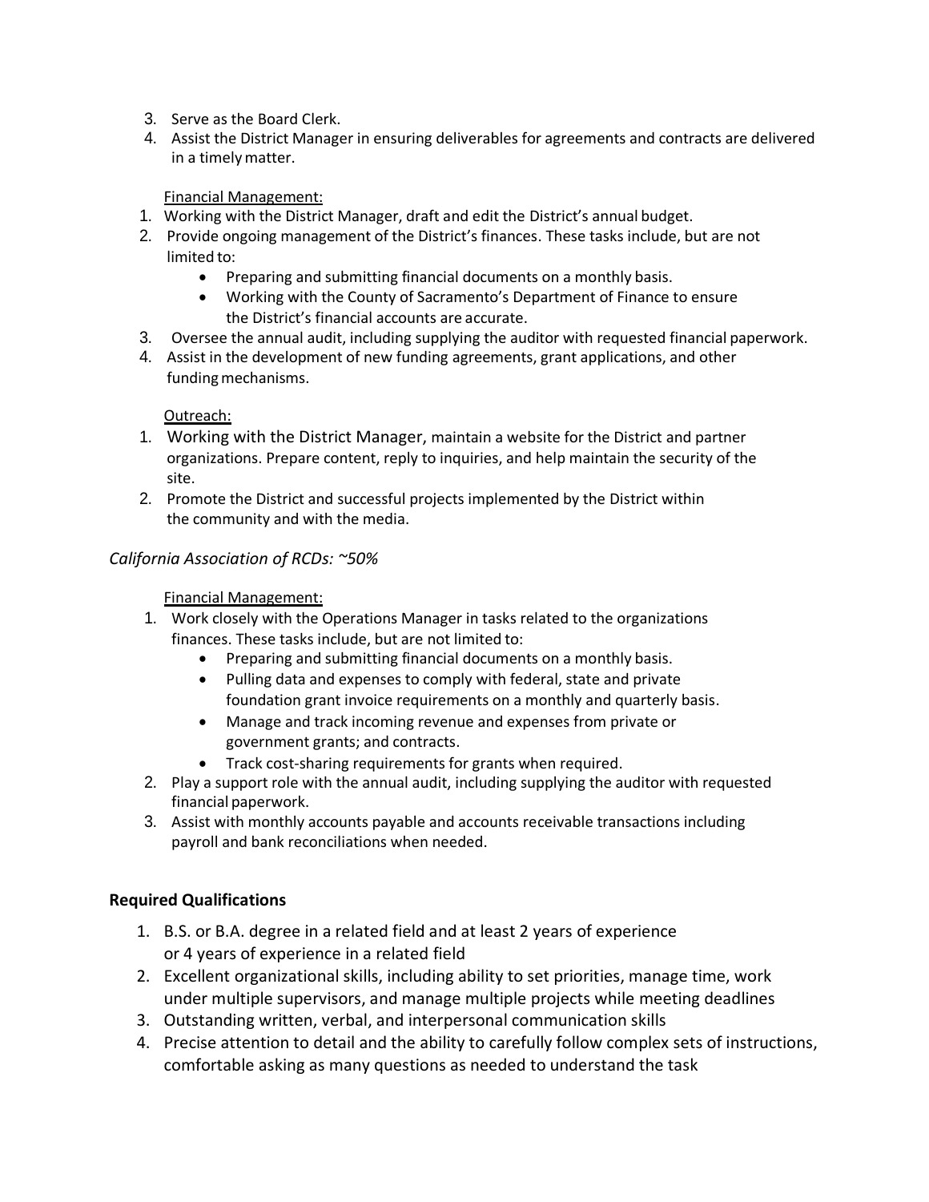3. Serve as the Board Clerk.
4. Assist the District Manager in ensuring deliverables for agreements and contracts are delivered in a timely matter.

<u>Financial Management:</u>

1. Working with the District Manager, draft and edit the District's annual budget.
2. Provide ongoing management of the District's finances. These tasks include, but are not limited to:
    - Preparing and submitting financial documents on a monthly basis.
    - Working with the County of Sacramento's Department of Finance to ensure the District's financial accounts are accurate.
3. Oversee the annual audit, including supplying the auditor with requested financial paperwork.
4. Assist in the development of new funding agreements, grant applications, and other funding mechanisms.

<u>Outreach:</u>

1. Working with the District Manager, maintain a website for the District and partner organizations. Prepare content, reply to inquiries, and help maintain the security of the site.
2. Promote the District and successful projects implemented by the District within the community and with the media.

*California Association of RCDs: ~50%*

<u>Financial Management:</u>

1. Work closely with the Operations Manager in tasks related to the organizations finances. These tasks include, but are not limited to:
    - Preparing and submitting financial documents on a monthly basis.
    - Pulling data and expenses to comply with federal, state and private foundation grant invoice requirements on a monthly and quarterly basis.
    - Manage and track incoming revenue and expenses from private or government grants; and contracts.
    - Track cost-sharing requirements for grants when required.
2. Play a support role with the annual audit, including supplying the auditor with requested financial paperwork.
3. Assist with monthly accounts payable and accounts receivable transactions including payroll and bank reconciliations when needed.

**Required Qualifications**

1. B.S. or B.A. degree in a related field and at least 2 years of experience or 4 years of experience in a related field
2. Excellent organizational skills, including ability to set priorities, manage time, work under multiple supervisors, and manage multiple projects while meeting deadlines
3. Outstanding written, verbal, and interpersonal communication skills
4. Precise attention to detail and the ability to carefully follow complex sets of instructions, comfortable asking as many questions as needed to understand the task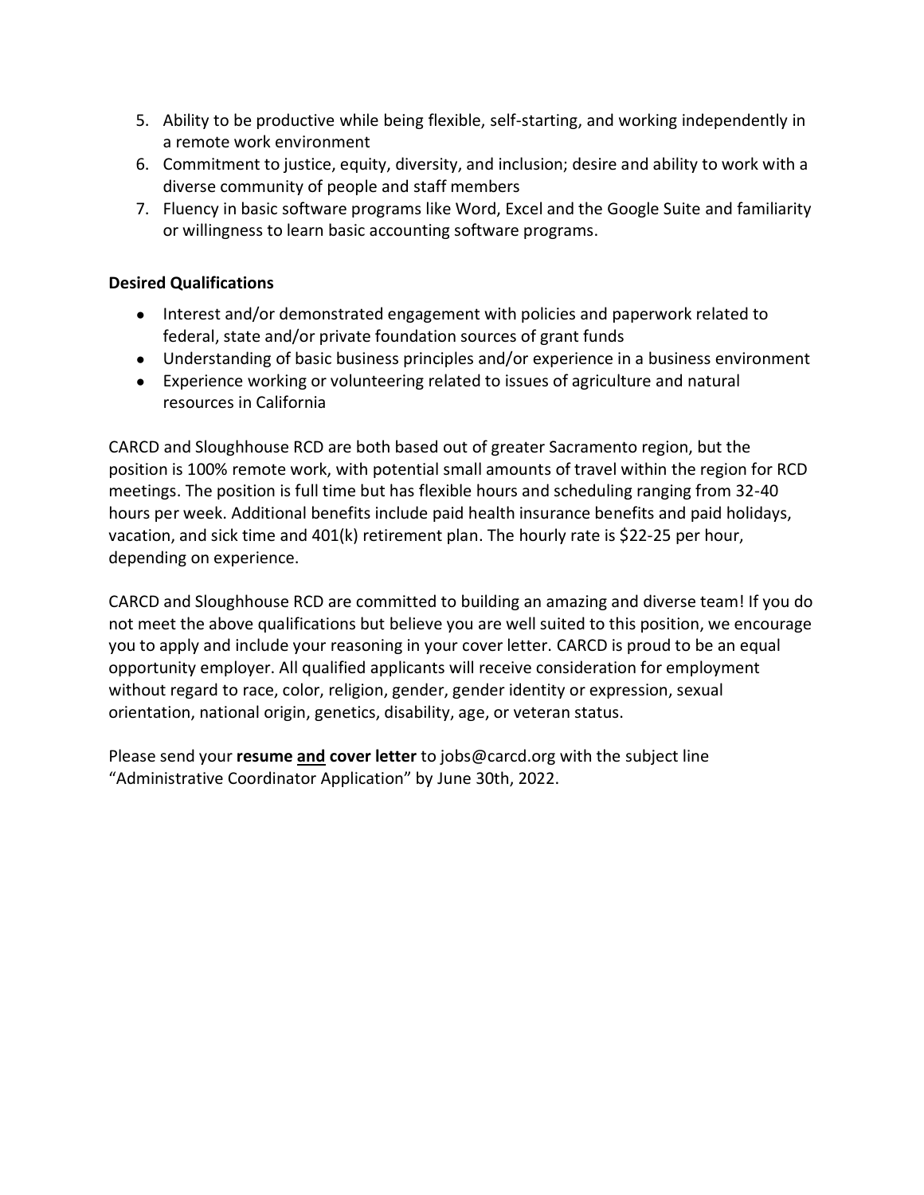5. Ability to be productive while being flexible, self-starting, and working independently in a remote work environment
6. Commitment to justice, equity, diversity, and inclusion; desire and ability to work with a diverse community of people and staff members
7. Fluency in basic software programs like Word, Excel and the Google Suite and familiarity or willingness to learn basic accounting software programs.

**Desired Qualifications**

- Interest and/or demonstrated engagement with policies and paperwork related to federal, state and/or private foundation sources of grant funds
- Understanding of basic business principles and/or experience in a business environment
- Experience working or volunteering related to issues of agriculture and natural resources in California

CARCD and Sloughhouse RCD are both based out of greater Sacramento region, but the position is 100% remote work, with potential small amounts of travel within the region for RCD meetings. The position is full time but has flexible hours and scheduling ranging from 32-40 hours per week. Additional benefits include paid health insurance benefits and paid holidays, vacation, and sick time and 401(k) retirement plan. The hourly rate is $22-25 per hour, depending on experience.

CARCD and Sloughhouse RCD are committed to building an amazing and diverse team! If you do not meet the above qualifications but believe you are well suited to this position, we encourage you to apply and include your reasoning in your cover letter. CARCD is proud to be an equal opportunity employer. All qualified applicants will receive consideration for employment without regard to race, color, religion, gender, gender identity or expression, sexual orientation, national origin, genetics, disability, age, or veteran status.

Please send your **resume <u>and</u> cover letter** to jobs@carcd.org with the subject line "Administrative Coordinator Application" by June 30th, 2022.